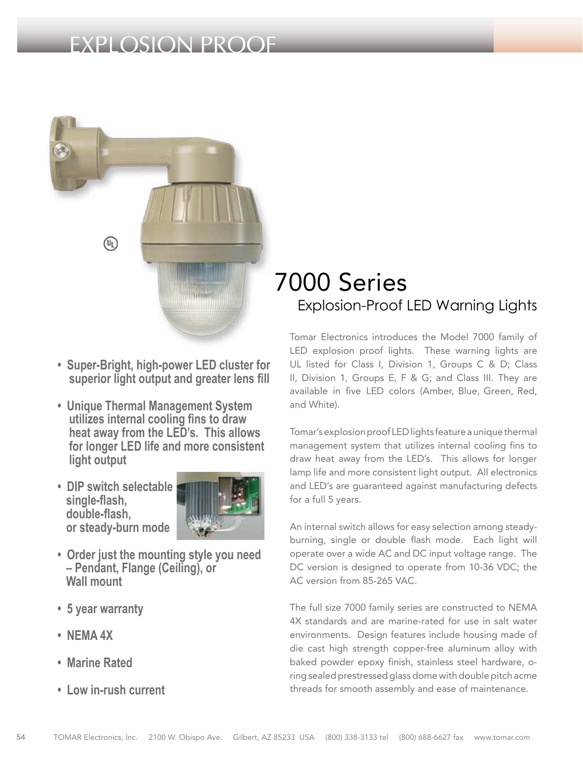# EXPLOSION PROOF

## 7000 Series

### Explosion-Proof LED Warning Lights

- **Super-Bright, high-power LED cluster for superior light output and greater lens fill**
- **Unique Thermal Management System utilizes internal cooling fins to draw heat away from the LED's. This allows for longer LED life and more consistent light output**
- **DIP switch selectable single-flash, double-flash, or steady-burn mode**
- **Order just the mounting style you need – Pendant, Flange (Ceiling), or Wall mount**
- **5 year warranty**
- **NEMA 4X**
- **Marine Rated**
- **Low in-rush current**

Tomar Electronics introduces the Model 7000 family of LED explosion proof lights. These warning lights are UL listed for Class I, Division 1, Groups C & D; Class II, Division 1, Groups E, F & G; and Class III. They are available in five LED colors (Amber, Blue, Green, Red, and White).

Tomar's explosion proof LED lights feature a unique thermal management system that utilizes internal cooling fins to draw heat away from the LED's. This allows for longer lamp life and more consistent light output. All electronics and LED's are guaranteed against manufacturing defects for a full 5 years.

An internal switch allows for easy selection among steady-burning, single or double flash mode. Each light will operate over a wide AC and DC input voltage range. The DC version is designed to operate from 10-36 VDC; the AC version from 85-265 VAC.

The full size 7000 family series are constructed to NEMA 4X standards and are marine-rated for use in salt water environments. Design features include housing made of die cast high strength copper-free aluminum alloy with baked powder epoxy finish, stainless steel hardware, o-ring sealed prestressed glass dome with double pitch acme threads for smooth assembly and ease of maintenance.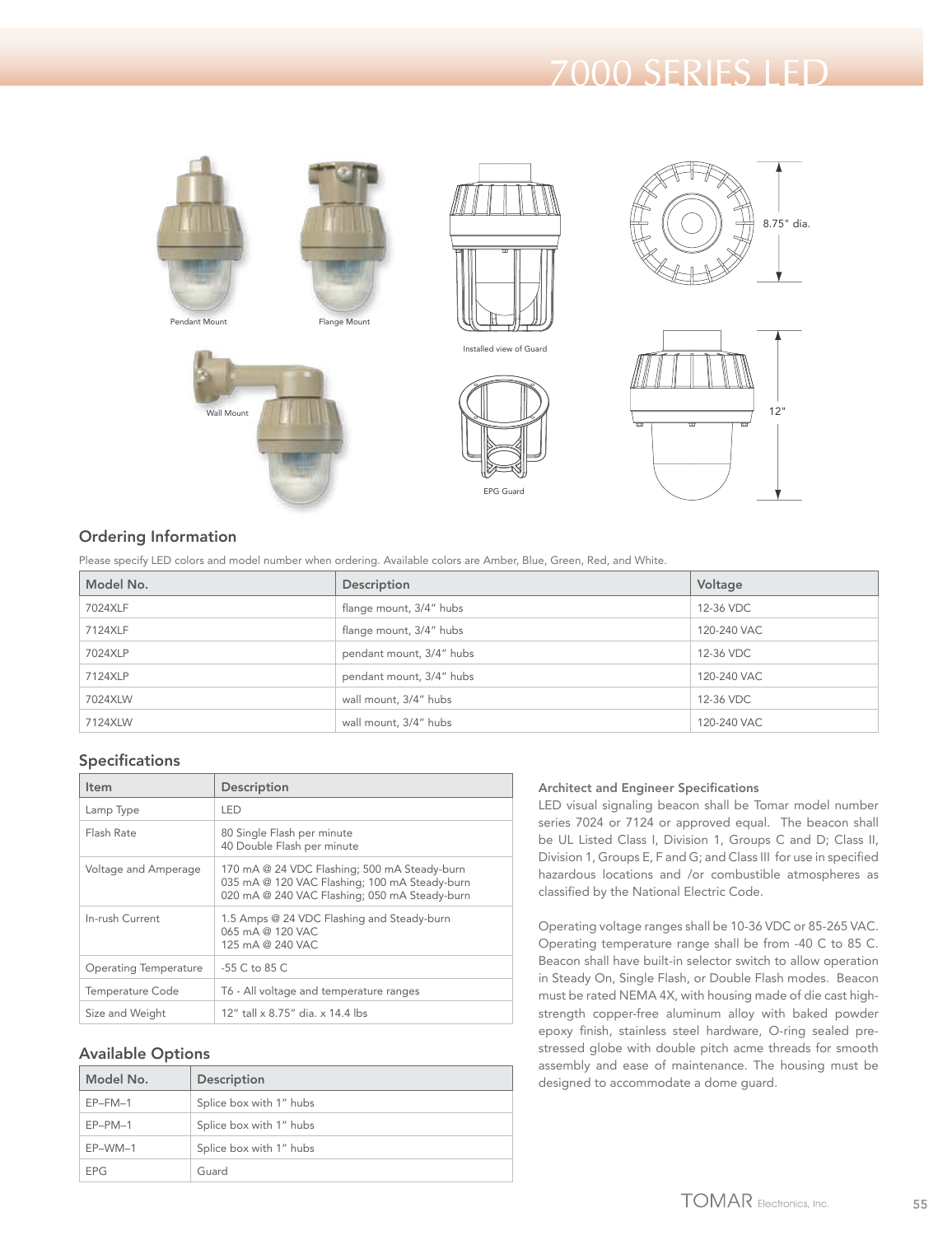# 7000 SERIES LED

Pendant Mount

Flange Mount

Installed view of Guard

8.75" dia.

Wall Mount

EPG Guard

12"

## Ordering Information

Please specify LED colors and model number when ordering. Available colors are Amber, Blue, Green, Red, and White.

| Model No. | Description | Voltage |
|---|---|---|
| 7024XLF | flange mount, 3/4" hubs | 12-36 VDC |
| 7124XLF | flange mount, 3/4" hubs | 120-240 VAC |
| 7024XLP | pendant mount, 3/4" hubs | 12-36 VDC |
| 7124XLP | pendant mount, 3/4" hubs | 120-240 VAC |
| 7024XLW | wall mount, 3/4" hubs | 12-36 VDC |
| 7124XLW | wall mount, 3/4" hubs | 120-240 VAC |

## Specifications

| Item | Description |
|---|---|
| Lamp Type | LED |
| Flash Rate | 80 Single Flash per minute<br>40 Double Flash per minute |
| Voltage and Amperage | 170 mA @ 24 VDC Flashing; 500 mA Steady-burn<br>035 mA @ 120 VAC Flashing; 100 mA Steady-burn<br>020 mA @ 240 VAC Flashing; 050 mA Steady-burn |
| In-rush Current | 1.5 Amps @ 24 VDC Flashing and Steady-burn<br>065 mA @ 120 VAC<br>125 mA @ 240 VAC |
| Operating Temperature | -55 C to 85 C |
| Temperature Code | T6 - All voltage and temperature ranges |
| Size and Weight | 12" tall x 8.75" dia. x 14.4 lbs |

## Available Options

| Model No. | Description |
|---|---|
| EP–FM–1 | Splice box with 1" hubs |
| EP–PM–1 | Splice box with 1" hubs |
| EP–WM–1 | Splice box with 1" hubs |
| EPG | Guard |

### Architect and Engineer Specifications

LED visual signaling beacon shall be Tomar model number series 7024 or 7124 or approved equal. The beacon shall be UL Listed Class I, Division 1, Groups C and D; Class II, Division 1, Groups E, F and G; and Class III for use in specified hazardous locations and /or combustible atmospheres as classified by the National Electric Code.

Operating voltage ranges shall be 10-36 VDC or 85-265 VAC. Operating temperature range shall be from -40 C to 85 C. Beacon shall have built-in selector switch to allow operation in Steady On, Single Flash, or Double Flash modes. Beacon must be rated NEMA 4X, with housing made of die cast high-strength copper-free aluminum alloy with baked powder epoxy finish, stainless steel hardware, O-ring sealed pre-stressed globe with double pitch acme threads for smooth assembly and ease of maintenance. The housing must be designed to accommodate a dome guard.